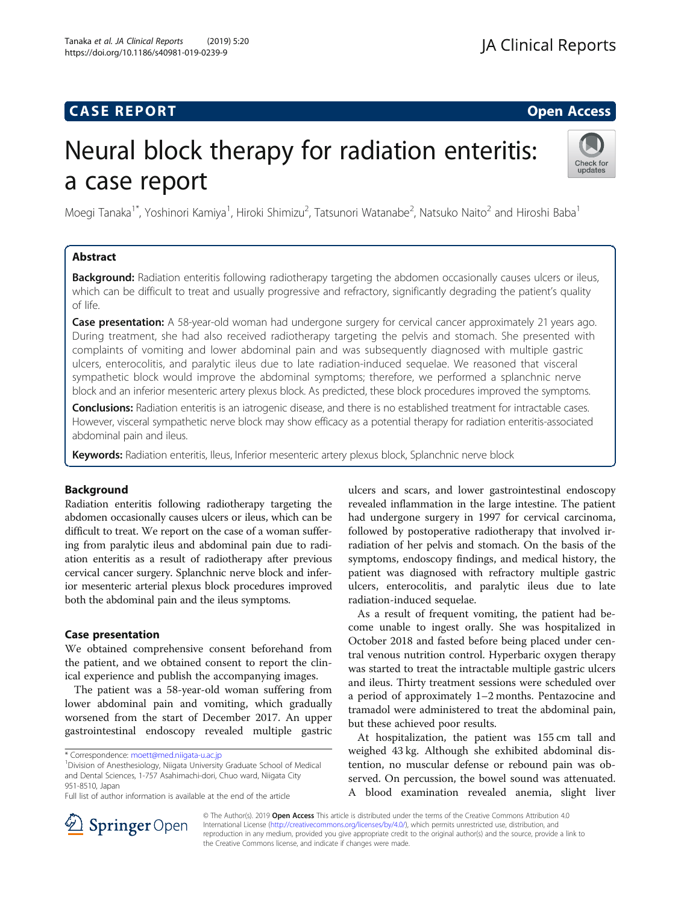CASE REPORT

Open Access

# Neural block therapy for radiation enteritis: a case report

Moegi Tanaka[1*], Yoshinori Kamiya[1], Hiroki Shimizu[2], Tatsunori Watanabe[2], Natsuko Naito[2] and Hiroshi Baba[1]

## Abstract

**Background:** Radiation enteritis following radiotherapy targeting the abdomen occasionally causes ulcers or ileus, which can be difficult to treat and usually progressive and refractory, significantly degrading the patient's quality of life.

**Case presentation:** A 58-year-old woman had undergone surgery for cervical cancer approximately 21 years ago. During treatment, she had also received radiotherapy targeting the pelvis and stomach. She presented with complaints of vomiting and lower abdominal pain and was subsequently diagnosed with multiple gastric ulcers, enterocolitis, and paralytic ileus due to late radiation-induced sequelae. We reasoned that visceral sympathetic block would improve the abdominal symptoms; therefore, we performed a splanchnic nerve block and an inferior mesenteric artery plexus block. As predicted, these block procedures improved the symptoms.

**Conclusions:** Radiation enteritis is an iatrogenic disease, and there is no established treatment for intractable cases. However, visceral sympathetic nerve block may show efficacy as a potential therapy for radiation enteritis-associated abdominal pain and ileus.

**Keywords:** Radiation enteritis, Ileus, Inferior mesenteric artery plexus block, Splanchnic nerve block

## Background

Radiation enteritis following radiotherapy targeting the abdomen occasionally causes ulcers or ileus, which can be difficult to treat. We report on the case of a woman suffering from paralytic ileus and abdominal pain due to radiation enteritis as a result of radiotherapy after previous cervical cancer surgery. Splanchnic nerve block and inferior mesenteric arterial plexus block procedures improved both the abdominal pain and the ileus symptoms.

## Case presentation

We obtained comprehensive consent beforehand from the patient, and we obtained consent to report the clinical experience and publish the accompanying images.

The patient was a 58-year-old woman suffering from lower abdominal pain and vomiting, which gradually worsened from the start of December 2017. An upper gastrointestinal endoscopy revealed multiple gastric ulcers and scars, and lower gastrointestinal endoscopy revealed inflammation in the large intestine. The patient had undergone surgery in 1997 for cervical carcinoma, followed by postoperative radiotherapy that involved irradiation of her pelvis and stomach. On the basis of the symptoms, endoscopy findings, and medical history, the patient was diagnosed with refractory multiple gastric ulcers, enterocolitis, and paralytic ileus due to late radiation-induced sequelae.

As a result of frequent vomiting, the patient had become unable to ingest orally. She was hospitalized in October 2018 and fasted before being placed under central venous nutrition control. Hyperbaric oxygen therapy was started to treat the intractable multiple gastric ulcers and ileus. Thirty treatment sessions were scheduled over a period of approximately 1–2 months. Pentazocine and tramadol were administered to treat the abdominal pain, but these achieved poor results.

At hospitalization, the patient was 155 cm tall and weighed 43 kg. Although she exhibited abdominal distention, no muscular defense or rebound pain was observed. On percussion, the bowel sound was attenuated. A blood examination revealed anemia, slight liver

* Correspondence: moett@med.niigata-u.ac.jp
[1]Division of Anesthesiology, Niigata University Graduate School of Medical and Dental Sciences, 1-757 Asahimachi-dori, Chuo ward, Niigata City 951-8510, Japan
Full list of author information is available at the end of the article

© The Author(s). 2019 **Open Access** This article is distributed under the terms of the Creative Commons Attribution 4.0 International License (http://creativecommons.org/licenses/by/4.0/), which permits unrestricted use, distribution, and reproduction in any medium, provided you give appropriate credit to the original author(s) and the source, provide a link to the Creative Commons license, and indicate if changes were made.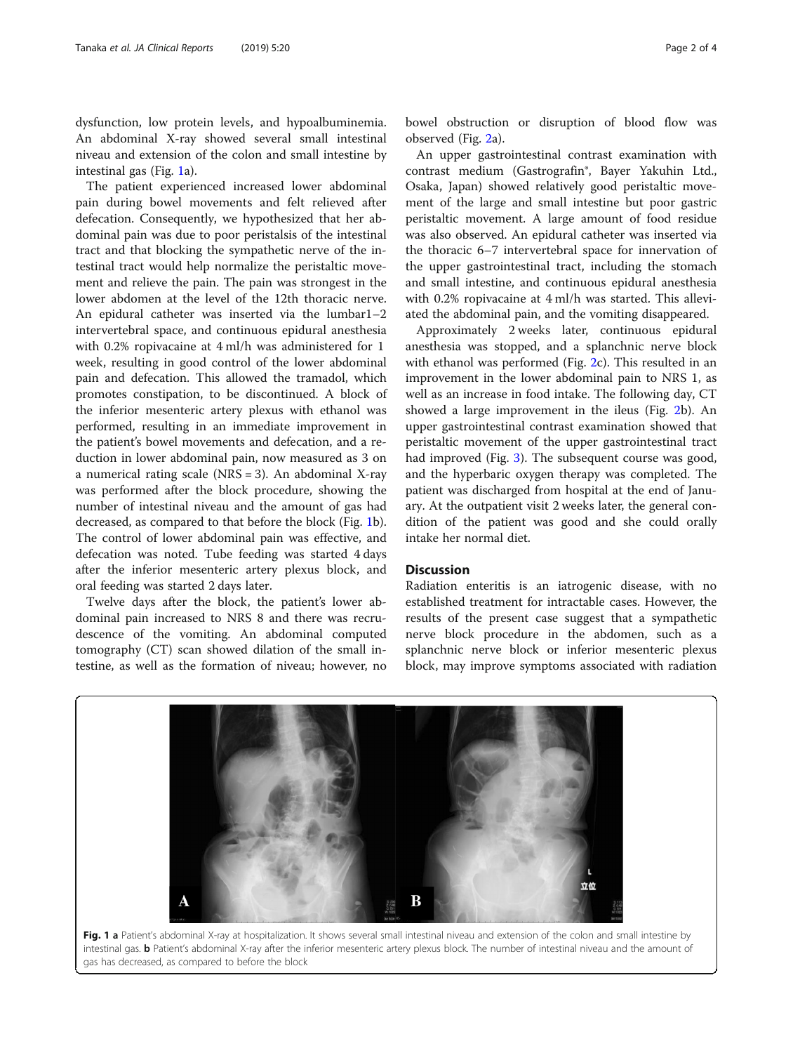dysfunction, low protein levels, and hypoalbuminemia. An abdominal X-ray showed several small intestinal niveau and extension of the colon and small intestine by intestinal gas (Fig. 1a).

The patient experienced increased lower abdominal pain during bowel movements and felt relieved after defecation. Consequently, we hypothesized that her abdominal pain was due to poor peristalsis of the intestinal tract and that blocking the sympathetic nerve of the intestinal tract would help normalize the peristaltic movement and relieve the pain. The pain was strongest in the lower abdomen at the level of the 12th thoracic nerve. An epidural catheter was inserted via the lumbar1–2 intervertebral space, and continuous epidural anesthesia with 0.2% ropivacaine at 4 ml/h was administered for 1 week, resulting in good control of the lower abdominal pain and defecation. This allowed the tramadol, which promotes constipation, to be discontinued. A block of the inferior mesenteric artery plexus with ethanol was performed, resulting in an immediate improvement in the patient's bowel movements and defecation, and a reduction in lower abdominal pain, now measured as 3 on a numerical rating scale (NRS = 3). An abdominal X-ray was performed after the block procedure, showing the number of intestinal niveau and the amount of gas had decreased, as compared to that before the block (Fig. 1b). The control of lower abdominal pain was effective, and defecation was noted. Tube feeding was started 4 days after the inferior mesenteric artery plexus block, and oral feeding was started 2 days later.

Twelve days after the block, the patient's lower abdominal pain increased to NRS 8 and there was recrudescence of the vomiting. An abdominal computed tomography (CT) scan showed dilation of the small intestine, as well as the formation of niveau; however, no bowel obstruction or disruption of blood flow was observed (Fig. 2a).

An upper gastrointestinal contrast examination with contrast medium (Gastrografin®, Bayer Yakuhin Ltd., Osaka, Japan) showed relatively good peristaltic movement of the large and small intestine but poor gastric peristaltic movement. A large amount of food residue was also observed. An epidural catheter was inserted via the thoracic 6–7 intervertebral space for innervation of the upper gastrointestinal tract, including the stomach and small intestine, and continuous epidural anesthesia with 0.2% ropivacaine at 4 ml/h was started. This alleviated the abdominal pain, and the vomiting disappeared.

Approximately 2 weeks later, continuous epidural anesthesia was stopped, and a splanchnic nerve block with ethanol was performed (Fig. 2c). This resulted in an improvement in the lower abdominal pain to NRS 1, as well as an increase in food intake. The following day, CT showed a large improvement in the ileus (Fig. 2b). An upper gastrointestinal contrast examination showed that peristaltic movement of the upper gastrointestinal tract had improved (Fig. 3). The subsequent course was good, and the hyperbaric oxygen therapy was completed. The patient was discharged from hospital at the end of January. At the outpatient visit 2 weeks later, the general condition of the patient was good and she could orally intake her normal diet.

## Discussion

Radiation enteritis is an iatrogenic disease, with no established treatment for intractable cases. However, the results of the present case suggest that a sympathetic nerve block procedure in the abdomen, such as a splanchnic nerve block or inferior mesenteric plexus block, may improve symptoms associated with radiation

**Fig. 1** **a** Patient's abdominal X-ray at hospitalization. It shows several small intestinal niveau and extension of the colon and small intestine by intestinal gas. **b** Patient's abdominal X-ray after the inferior mesenteric artery plexus block. The number of intestinal niveau and the amount of gas has decreased, as compared to before the block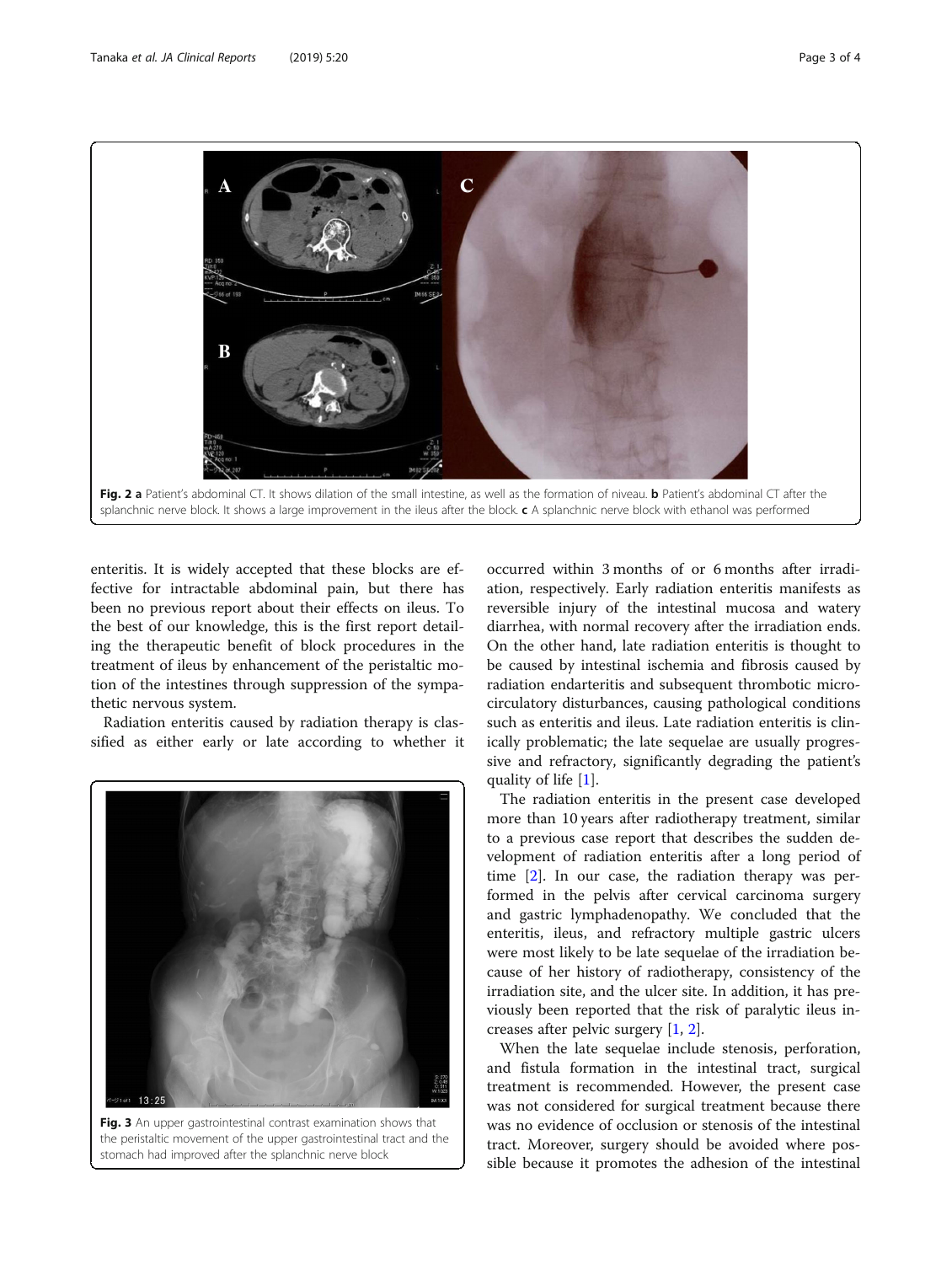Fig. 2 **a** Patient's abdominal CT. It shows dilation of the small intestine, as well as the formation of niveau. **b** Patient's abdominal CT after the splanchnic nerve block. It shows a large improvement in the ileus after the block. **c** A splanchnic nerve block with ethanol was performed

enteritis. It is widely accepted that these blocks are effective for intractable abdominal pain, but there has been no previous report about their effects on ileus. To the best of our knowledge, this is the first report detailing the therapeutic benefit of block procedures in the treatment of ileus by enhancement of the peristaltic motion of the intestines through suppression of the sympathetic nervous system.

Radiation enteritis caused by radiation therapy is classified as either early or late according to whether it occurred within 3 months of or 6 months after irradiation, respectively. Early radiation enteritis manifests as reversible injury of the intestinal mucosa and watery diarrhea, with normal recovery after the irradiation ends. On the other hand, late radiation enteritis is thought to be caused by intestinal ischemia and fibrosis caused by radiation endarteritis and subsequent thrombotic microcirculatory disturbances, causing pathological conditions such as enteritis and ileus. Late radiation enteritis is clinically problematic; the late sequelae are usually progressive and refractory, significantly degrading the patient's quality of life [1].

Fig. 3 An upper gastrointestinal contrast examination shows that the peristaltic movement of the upper gastrointestinal tract and the stomach had improved after the splanchnic nerve block

The radiation enteritis in the present case developed more than 10 years after radiotherapy treatment, similar to a previous case report that describes the sudden development of radiation enteritis after a long period of time [2]. In our case, the radiation therapy was performed in the pelvis after cervical carcinoma surgery and gastric lymphadenopathy. We concluded that the enteritis, ileus, and refractory multiple gastric ulcers were most likely to be late sequelae of the irradiation because of her history of radiotherapy, consistency of the irradiation site, and the ulcer site. In addition, it has previously been reported that the risk of paralytic ileus increases after pelvic surgery [1, 2].

When the late sequelae include stenosis, perforation, and fistula formation in the intestinal tract, surgical treatment is recommended. However, the present case was not considered for surgical treatment because there was no evidence of occlusion or stenosis of the intestinal tract. Moreover, surgery should be avoided where possible because it promotes the adhesion of the intestinal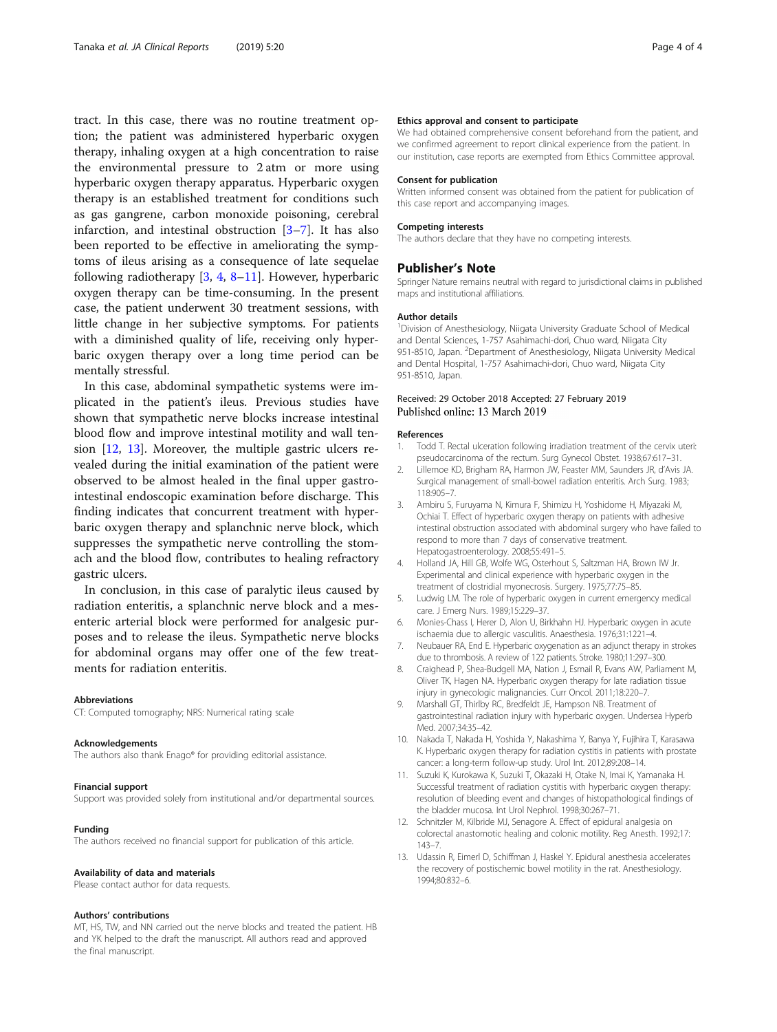tract. In this case, there was no routine treatment option; the patient was administered hyperbaric oxygen therapy, inhaling oxygen at a high concentration to raise the environmental pressure to 2 atm or more using hyperbaric oxygen therapy apparatus. Hyperbaric oxygen therapy is an established treatment for conditions such as gas gangrene, carbon monoxide poisoning, cerebral infarction, and intestinal obstruction [3–7]. It has also been reported to be effective in ameliorating the symptoms of ileus arising as a consequence of late sequelae following radiotherapy [3, 4, 8–11]. However, hyperbaric oxygen therapy can be time-consuming. In the present case, the patient underwent 30 treatment sessions, with little change in her subjective symptoms. For patients with a diminished quality of life, receiving only hyperbaric oxygen therapy over a long time period can be mentally stressful.

In this case, abdominal sympathetic systems were implicated in the patient's ileus. Previous studies have shown that sympathetic nerve blocks increase intestinal blood flow and improve intestinal motility and wall tension [12, 13]. Moreover, the multiple gastric ulcers revealed during the initial examination of the patient were observed to be almost healed in the final upper gastrointestinal endoscopic examination before discharge. This finding indicates that concurrent treatment with hyperbaric oxygen therapy and splanchnic nerve block, which suppresses the sympathetic nerve controlling the stomach and the blood flow, contributes to healing refractory gastric ulcers.

In conclusion, in this case of paralytic ileus caused by radiation enteritis, a splanchnic nerve block and a mesenteric arterial block were performed for analgesic purposes and to release the ileus. Sympathetic nerve blocks for abdominal organs may offer one of the few treatments for radiation enteritis.

#### Abbreviations
CT: Computed tomography; NRS: Numerical rating scale

#### Acknowledgements
The authors also thank Enago® for providing editorial assistance.

#### Financial support
Support was provided solely from institutional and/or departmental sources.

#### Funding
The authors received no financial support for publication of this article.

#### Availability of data and materials
Please contact author for data requests.

#### Authors' contributions
MT, HS, TW, and NN carried out the nerve blocks and treated the patient. HB and YK helped to the draft the manuscript. All authors read and approved the final manuscript.

#### Ethics approval and consent to participate
We had obtained comprehensive consent beforehand from the patient, and we confirmed agreement to report clinical experience from the patient. In our institution, case reports are exempted from Ethics Committee approval.

#### Consent for publication
Written informed consent was obtained from the patient for publication of this case report and accompanying images.

#### Competing interests
The authors declare that they have no competing interests.

### Publisher's Note
Springer Nature remains neutral with regard to jurisdictional claims in published maps and institutional affiliations.

#### Author details
[1]Division of Anesthesiology, Niigata University Graduate School of Medical and Dental Sciences, 1-757 Asahimachi-dori, Chuo ward, Niigata City 951-8510, Japan. [2]Department of Anesthesiology, Niigata University Medical and Dental Hospital, 1-757 Asahimachi-dori, Chuo ward, Niigata City 951-8510, Japan.

Received: 29 October 2018 Accepted: 27 February 2019
Published online: 13 March 2019

#### References
1. Todd T. Rectal ulceration following irradiation treatment of the cervix uteri: pseudocarcinoma of the rectum. Surg Gynecol Obstet. 1938;67:617–31.
2. Lillemoe KD, Brigham RA, Harmon JW, Feaster MM, Saunders JR, d'Avis JA. Surgical management of small-bowel radiation enteritis. Arch Surg. 1983; 118:905–7.
3. Ambiru S, Furuyama N, Kimura F, Shimizu H, Yoshidome H, Miyazaki M, Ochiai T. Effect of hyperbaric oxygen therapy on patients with adhesive intestinal obstruction associated with abdominal surgery who have failed to respond to more than 7 days of conservative treatment. Hepatogastroenterology. 2008;55:491–5.
4. Holland JA, Hill GB, Wolfe WG, Osterhout S, Saltzman HA, Brown IW Jr. Experimental and clinical experience with hyperbaric oxygen in the treatment of clostridial myonecrosis. Surgery. 1975;77:75–85.
5. Ludwig LM. The role of hyperbaric oxygen in current emergency medical care. J Emerg Nurs. 1989;15:229–37.
6. Monies-Chass I, Herer D, Alon U, Birkhahn HJ. Hyperbaric oxygen in acute ischaemia due to allergic vasculitis. Anaesthesia. 1976;31:1221–4.
7. Neubauer RA, End E. Hyperbaric oxygenation as an adjunct therapy in strokes due to thrombosis. A review of 122 patients. Stroke. 1980;11:297–300.
8. Craighead P, Shea-Budgell MA, Nation J, Esmail R, Evans AW, Parliament M, Oliver TK, Hagen NA. Hyperbaric oxygen therapy for late radiation tissue injury in gynecologic malignancies. Curr Oncol. 2011;18:220–7.
9. Marshall GT, Thirlby RC, Bredfeldt JE, Hampson NB. Treatment of gastrointestinal radiation injury with hyperbaric oxygen. Undersea Hyperb Med. 2007;34:35–42.
10. Nakada T, Nakada H, Yoshida Y, Nakashima Y, Banya Y, Fujihira T, Karasawa K. Hyperbaric oxygen therapy for radiation cystitis in patients with prostate cancer: a long-term follow-up study. Urol Int. 2012;89:208–14.
11. Suzuki K, Kurokawa K, Suzuki T, Okazaki H, Otake N, Imai K, Yamanaka H. Successful treatment of radiation cystitis with hyperbaric oxygen therapy: resolution of bleeding event and changes of histopathological findings of the bladder mucosa. Int Urol Nephrol. 1998;30:267–71.
12. Schnitzler M, Kilbride MJ, Senagore A. Effect of epidural analgesia on colorectal anastomotic healing and colonic motility. Reg Anesth. 1992;17: 143–7.
13. Udassin R, Eimerl D, Schiffman J, Haskel Y. Epidural anesthesia accelerates the recovery of postischemic bowel motility in the rat. Anesthesiology. 1994;80:832–6.